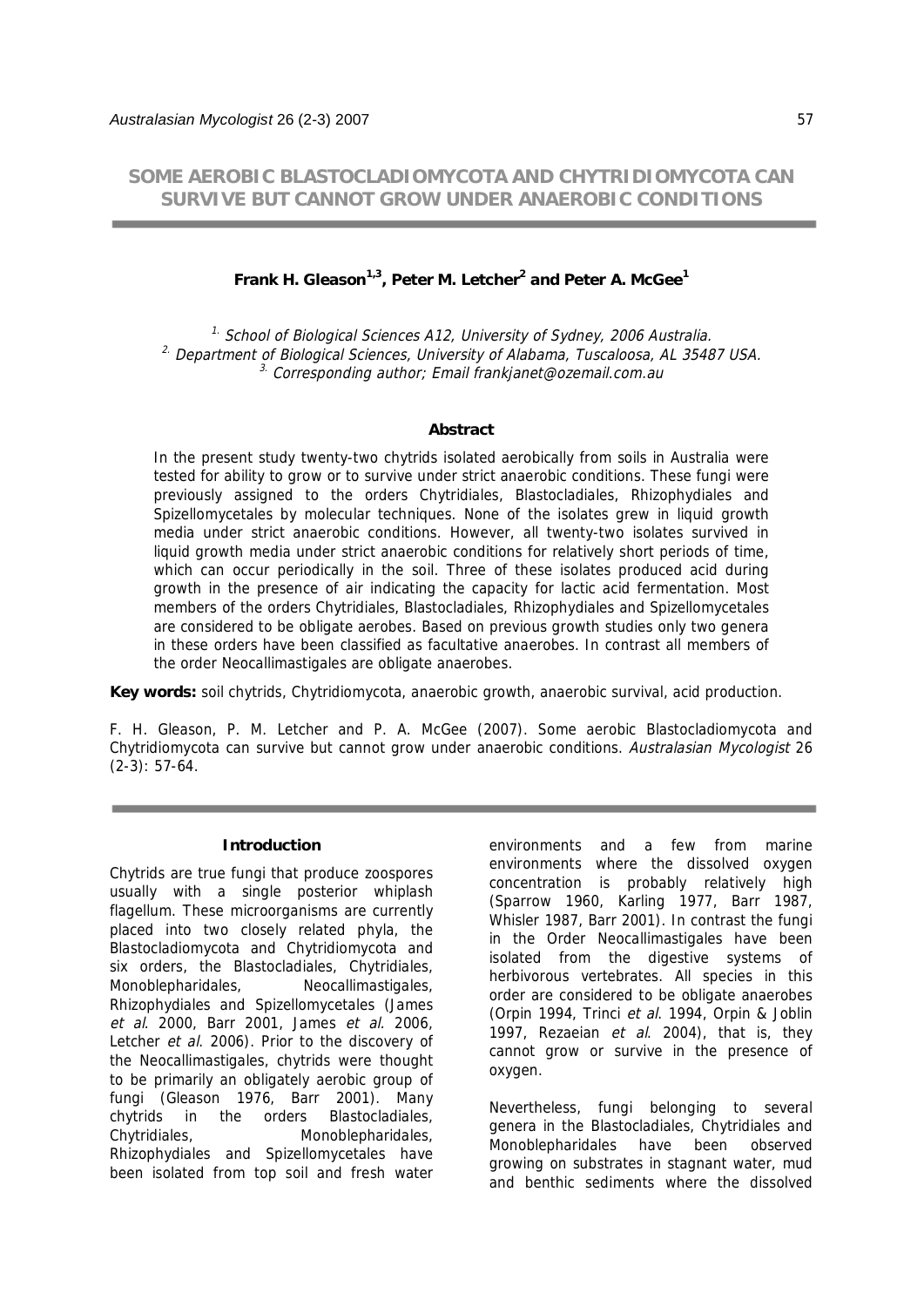# SOME AEROBIC BLASTOCLADIOMYCOTA AND CHYTRIDIOMYCOTA CAN SURVIVE BUT CANNOT GROW UNDER ANAEROBIC CONDITIONS

**Frank H. Gleason[1,3], Peter M. Letcher[2] and Peter A. McGee[1]**

[1] *School of Biological Sciences A12, University of Sydney, 2006 Australia.*
[2] *Department of Biological Sciences, University of Alabama, Tuscaloosa, AL 35487 USA.*
[3] *Corresponding author; Email frankjanet@ozemail.com.au*

### Abstract

In the present study twenty-two chytrids isolated aerobically from soils in Australia were tested for ability to grow or to survive under strict anaerobic conditions. These fungi were previously assigned to the orders Chytridiales, Blastocladiales, Rhizophydiales and Spizellomycetales by molecular techniques. None of the isolates grew in liquid growth media under strict anaerobic conditions. However, all twenty-two isolates survived in liquid growth media under strict anaerobic conditions for relatively short periods of time, which can occur periodically in the soil. Three of these isolates produced acid during growth in the presence of air indicating the capacity for lactic acid fermentation. Most members of the orders Chytridiales, Blastocladiales, Rhizophydiales and Spizellomycetales are considered to be obligate aerobes. Based on previous growth studies only two genera in these orders have been classified as facultative anaerobes. In contrast all members of the order Neocallimastigales are obligate anaerobes.

**Key words:** soil chytrids, Chytridiomycota, anaerobic growth, anaerobic survival, acid production.

F. H. Gleason, P. M. Letcher and P. A. McGee (2007). Some aerobic Blastocladiomycota and Chytridiomycota can survive but cannot grow under anaerobic conditions. *Australasian Mycologist* 26 (2-3): 57-64.

### Introduction

Chytrids are true fungi that produce zoospores usually with a single posterior whiplash flagellum. These microorganisms are currently placed into two closely related phyla, the Blastocladiomycota and Chytridiomycota and six orders, the Blastocladiales, Chytridiales, Monoblepharidales, Neocallimastigales, Rhizophydiales and Spizellomycetales (James *et al*. 2000, Barr 2001, James *et al*. 2006, Letcher *et al*. 2006). Prior to the discovery of the Neocallimastigales, chytrids were thought to be primarily an obligately aerobic group of fungi (Gleason 1976, Barr 2001). Many chytrids in the orders Blastocladiales, Chytridiales, Monoblepharidales, Rhizophydiales and Spizellomycetales have been isolated from top soil and fresh water environments and a few from marine environments where the dissolved oxygen concentration is probably relatively high (Sparrow 1960, Karling 1977, Barr 1987, Whisler 1987, Barr 2001). In contrast the fungi in the Order Neocallimastigales have been isolated from the digestive systems of herbivorous vertebrates. All species in this order are considered to be obligate anaerobes (Orpin 1994, Trinci *et al*. 1994, Orpin & Joblin 1997, Rezaeian *et al*. 2004), that is, they cannot grow or survive in the presence of oxygen.

Nevertheless, fungi belonging to several genera in the Blastocladiales, Chytridiales and Monoblepharidales have been observed growing on substrates in stagnant water, mud and benthic sediments where the dissolved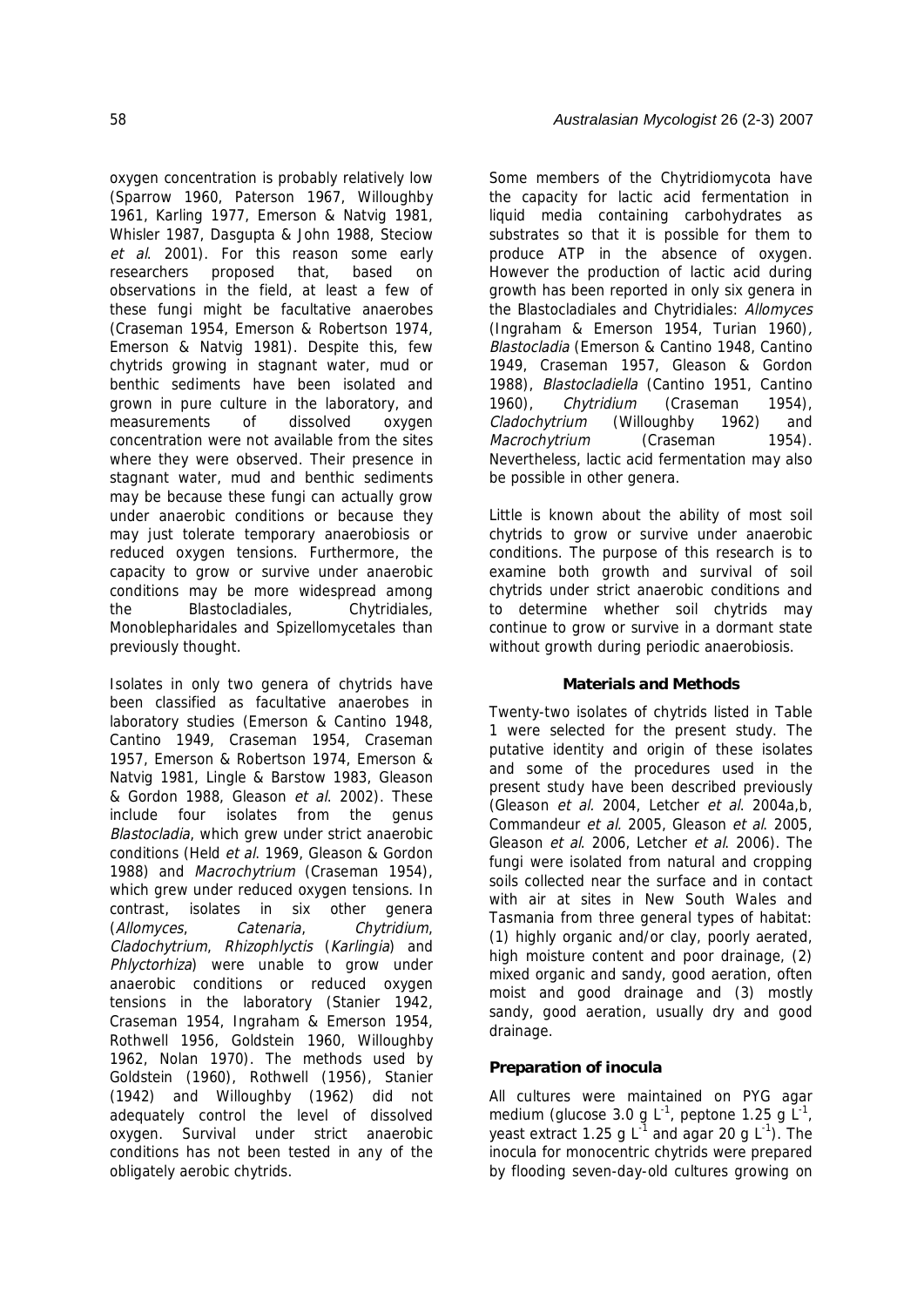oxygen concentration is probably relatively low (Sparrow 1960, Paterson 1967, Willoughby 1961, Karling 1977, Emerson & Natvig 1981, Whisler 1987, Dasgupta & John 1988, Steciow *et al*. 2001). For this reason some early researchers proposed that, based on observations in the field, at least a few of these fungi might be facultative anaerobes (Craseman 1954, Emerson & Robertson 1974, Emerson & Natvig 1981). Despite this, few chytrids growing in stagnant water, mud or benthic sediments have been isolated and grown in pure culture in the laboratory, and measurements of dissolved oxygen concentration were not available from the sites where they were observed. Their presence in stagnant water, mud and benthic sediments may be because these fungi can actually grow under anaerobic conditions or because they may just tolerate temporary anaerobiosis or reduced oxygen tensions. Furthermore, the capacity to grow or survive under anaerobic conditions may be more widespread among the Blastocladiales, Chytridiales, Monoblepharidales and Spizellomycetales than previously thought.

Isolates in only two genera of chytrids have been classified as facultative anaerobes in laboratory studies (Emerson & Cantino 1948, Cantino 1949, Craseman 1957, Emerson & Robertson 1974, Emerson & Natvig 1981, Lingle & Barstow 1983, Gleason & Gordon 1988, Gleason *et al*. 2002). These include four isolates from the genus *Blastocladia*, which grew under strict anaerobic conditions (Held *et al*. 1969, Gleason & Gordon 1988) and *Macrochytrium* (Craseman 1954), which grew under reduced oxygen tensions. In contrast, isolates in six other genera (*Allomyces*, *Catenaria*, *Chytridium*, *Cladochytrium*, *Rhizophlyctis* (*Karlingia*) and *Phlyctorhiza*) were unable to grow under anaerobic conditions or reduced oxygen tensions in the laboratory (Stanier 1942, Craseman 1954, Ingraham & Emerson 1954, Rothwell 1956, Goldstein 1960, Willoughby 1962, Nolan 1970). The methods used by Goldstein (1960), Rothwell (1956), Stanier (1942) and Willoughby (1962) did not adequately control the level of dissolved oxygen. Survival under strict anaerobic conditions has not been tested in any of the obligately aerobic chytrids.

Some members of the Chytridiomycota have the capacity for lactic acid fermentation in liquid media containing carbohydrates as substrates so that it is possible for them to produce ATP in the absence of oxygen. However the production of lactic acid during growth has been reported in only six genera in the Blastocladiales and Chytridiales: *Allomyces* (Ingraham & Emerson 1954, Turian 1960), *Blastocladia* (Emerson & Cantino 1948, Cantino 1949, Craseman 1957, Gleason & Gordon 1988), *Blastocladiella* (Cantino 1951, Cantino 1960), *Chytridium* (Craseman 1954), *Cladochytrium* (Willoughby 1962) and *Macrochytrium* (Craseman 1954). Nevertheless, lactic acid fermentation may also be possible in other genera.

Little is known about the ability of most soil chytrids to grow or survive under anaerobic conditions. The purpose of this research is to examine both growth and survival of soil chytrids under strict anaerobic conditions and to determine whether soil chytrids may continue to grow or survive in a dormant state without growth during periodic anaerobiosis.

## Materials and Methods

Twenty-two isolates of chytrids listed in Table 1 were selected for the present study. The putative identity and origin of these isolates and some of the procedures used in the present study have been described previously (Gleason *et al.* 2004, Letcher *et al*. 2004a,b, Commandeur *et al*. 2005, Gleason *et al*. 2005, Gleason *et al*. 2006, Letcher *et al*. 2006). The fungi were isolated from natural and cropping soils collected near the surface and in contact with air at sites in New South Wales and Tasmania from three general types of habitat: (1) highly organic and/or clay, poorly aerated, high moisture content and poor drainage, (2) mixed organic and sandy, good aeration, often moist and good drainage and (3) mostly sandy, good aeration, usually dry and good drainage.

### Preparation of inocula

All cultures were maintained on PYG agar medium (glucose 3.0 g $L^{-1}$, peptone 1.25 g $L^{-1}$, yeast extract 1.25 g $L^{-1}$ and agar 20 g $L^{-1}$). The inocula for monocentric chytrids were prepared by flooding seven-day-old cultures growing on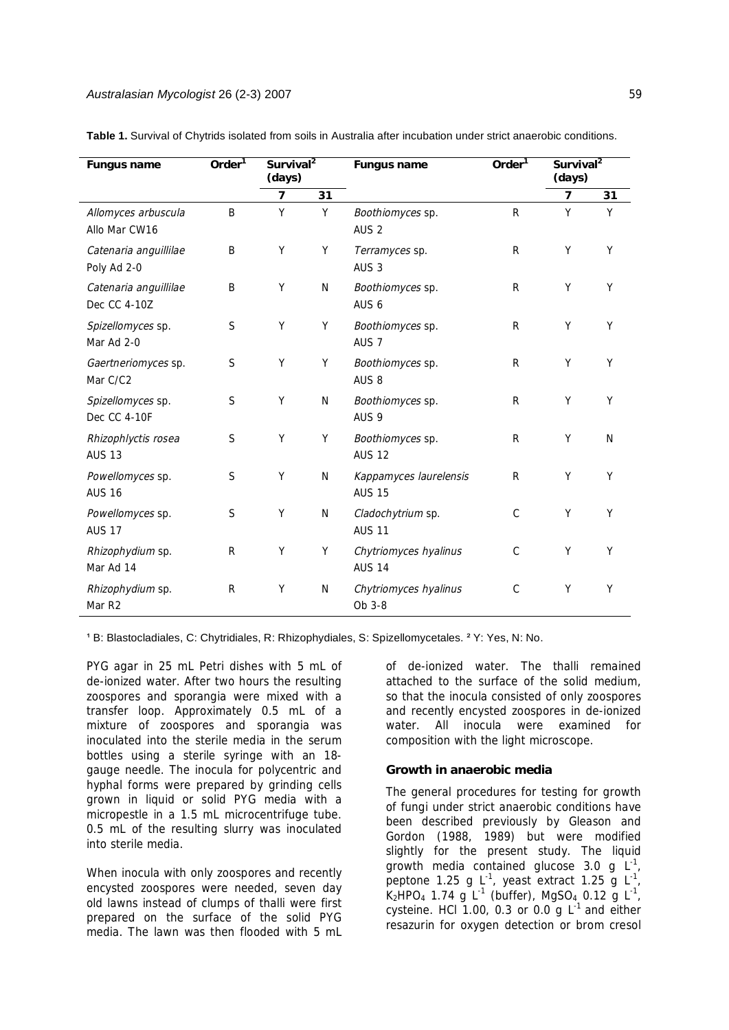**Table 1.** Survival of Chytrids isolated from soils in Australia after incubation under strict anaerobic conditions.

| Fungus name | Order[1] | Survival[2] (days) | | Fungus name | Order[1] | Survival[2] (days) | |
|---|---|---|---|---|---|---|---|
| | | 7 | 31 | | | 7 | 31 |
| *Allomyces arbuscula* Allo Mar CW16 | B | Y | Y | *Boothiomyces* sp. AUS 2 | R | Y | Y |
| *Catenaria anguillilae* Poly Ad 2-0 | B | Y | Y | *Terramyces* sp. AUS 3 | R | Y | Y |
| *Catenaria anguillilae* Dec CC 4-10Z | B | Y | N | *Boothiomyces* sp. AUS 6 | R | Y | Y |
| *Spizellomyces* sp. Mar Ad 2-0 | S | Y | Y | *Boothiomyces* sp. AUS 7 | R | Y | Y |
| *Gaertneriomyces* sp. Mar C/C2 | S | Y | Y | *Boothiomyces* sp. AUS 8 | R | Y | Y |
| *Spizellomyces* sp. Dec CC 4-10F | S | Y | N | *Boothiomyces* sp. AUS 9 | R | Y | Y |
| *Rhizophlyctis rosea* AUS 13 | S | Y | Y | *Boothiomyces* sp. AUS 12 | R | Y | N |
| *Powellomyces* sp. AUS 16 | S | Y | N | *Kappamyces laurelensis* AUS 15 | R | Y | Y |
| *Powellomyces* sp. AUS 17 | S | Y | N | *Cladochytrium* sp. AUS 11 | C | Y | Y |
| *Rhizophydium* sp. Mar Ad 14 | R | Y | Y | *Chytriomyces hyalinus* AUS 14 | C | Y | Y |
| *Rhizophydium* sp. Mar R2 | R | Y | N | *Chytriomyces hyalinus* Ob 3-8 | C | Y | Y |

[1] B: Blastocladiales, C: Chytridiales, R: Rhizophydiales, S: Spizellomycetales. [2] Y: Yes, N: No.

PYG agar in 25 mL Petri dishes with 5 mL of de-ionized water. After two hours the resulting zoospores and sporangia were mixed with a transfer loop. Approximately 0.5 mL of a mixture of zoospores and sporangia was inoculated into the sterile media in the serum bottles using a sterile syringe with an 18-gauge needle. The inocula for polycentric and hyphal forms were prepared by grinding cells grown in liquid or solid PYG media with a micropestle in a 1.5 mL microcentrifuge tube. 0.5 mL of the resulting slurry was inoculated into sterile media.

When inocula with only zoospores and recently encysted zoospores were needed, seven day old lawns instead of clumps of thalli were first prepared on the surface of the solid PYG media. The lawn was then flooded with 5 mL of de-ionized water. The thalli remained attached to the surface of the solid medium, so that the inocula consisted of only zoospores and recently encysted zoospores in de-ionized water. All inocula were examined for composition with the light microscope.

### Growth in anaerobic media

The general procedures for testing for growth of fungi under strict anaerobic conditions have been described previously by Gleason and Gordon (1988, 1989) but were modified slightly for the present study. The liquid growth media contained glucose 3.0 g $L^{-1}$, peptone 1.25 g $L^{-1}$, yeast extract 1.25 g $L^{-1}$, $K_2HPO_4$ 1.74 g $L^{-1}$ (buffer), $MgSO_4$ 0.12 g $L^{-1}$, cysteine. HCl 1.00, 0.3 or 0.0 g $L^{-1}$ and either resazurin for oxygen detection or brom cresol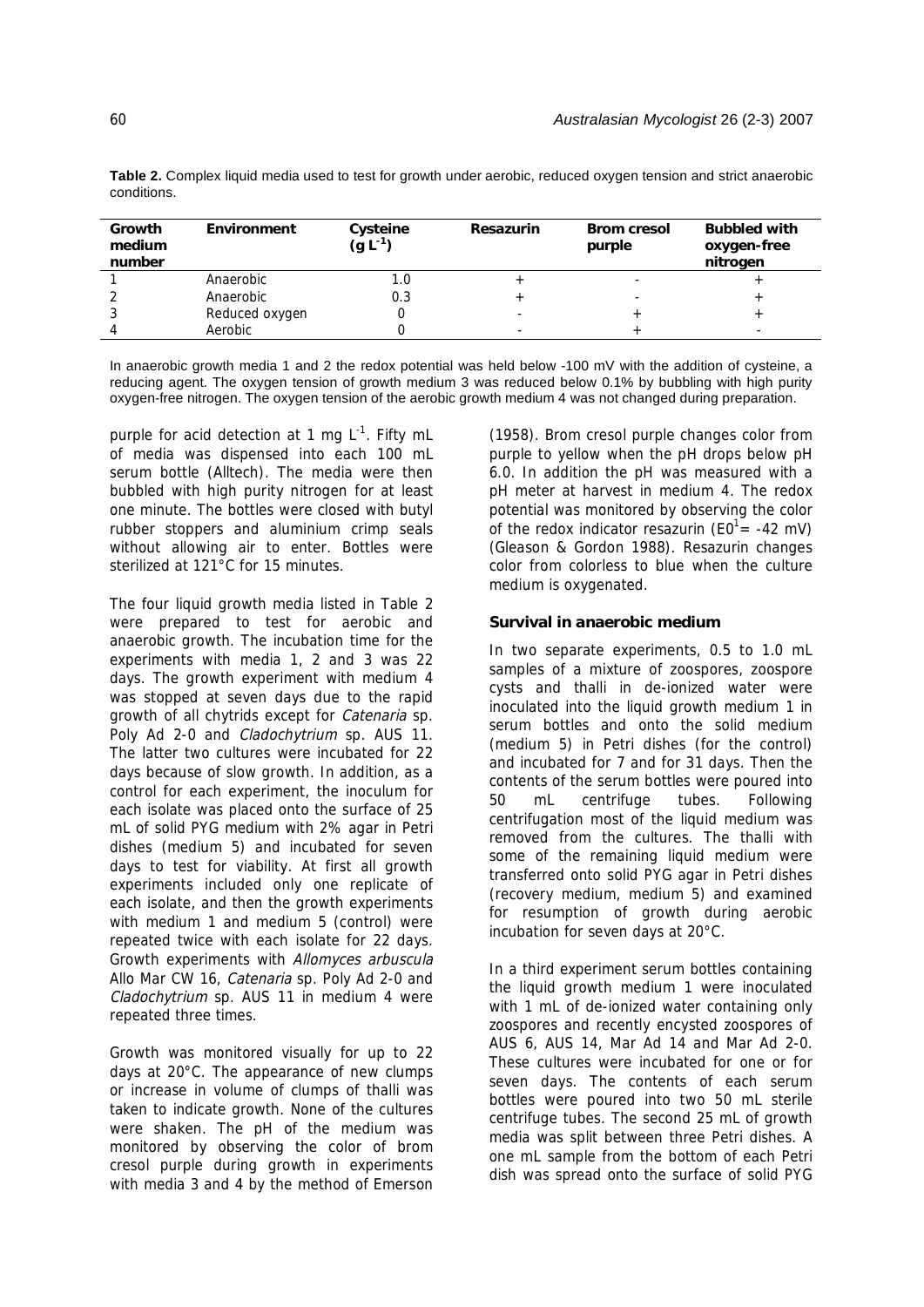**Table 2.** Complex liquid media used to test for growth under aerobic, reduced oxygen tension and strict anaerobic conditions.

| Growth medium number | Environment | Cysteine ($g\ L^{-1}$) | Resazurin | Brom cresol purple | Bubbled with oxygen-free nitrogen |
|---|---|---|---|---|---|
| 1 | Anaerobic | 1.0 | + | - | + |
| 2 | Anaerobic | 0.3 | + | - | + |
| 3 | Reduced oxygen | 0 | - | + | + |
| 4 | Aerobic | 0 | - | + | - |

In anaerobic growth media 1 and 2 the redox potential was held below -100 mV with the addition of cysteine, a reducing agent. The oxygen tension of growth medium 3 was reduced below 0.1% by bubbling with high purity oxygen-free nitrogen. The oxygen tension of the aerobic growth medium 4 was not changed during preparation.

purple for acid detection at 1 mg $L^{-1}$. Fifty mL of media was dispensed into each 100 mL serum bottle (Alltech). The media were then bubbled with high purity nitrogen for at least one minute. The bottles were closed with butyl rubber stoppers and aluminium crimp seals without allowing air to enter. Bottles were sterilized at 121°C for 15 minutes.

The four liquid growth media listed in Table 2 were prepared to test for aerobic and anaerobic growth. The incubation time for the experiments with media 1, 2 and 3 was 22 days. The growth experiment with medium 4 was stopped at seven days due to the rapid growth of all chytrids except for *Catenaria* sp. Poly Ad 2-0 and *Cladochytrium* sp. AUS 11. The latter two cultures were incubated for 22 days because of slow growth. In addition, as a control for each experiment, the inoculum for each isolate was placed onto the surface of 25 mL of solid PYG medium with 2% agar in Petri dishes (medium 5) and incubated for seven days to test for viability. At first all growth experiments included only one replicate of each isolate, and then the growth experiments with medium 1 and medium 5 (control) were repeated twice with each isolate for 22 days. Growth experiments with *Allomyces arbuscula* Allo Mar CW 16, *Catenaria* sp. Poly Ad 2-0 and *Cladochytrium* sp. AUS 11 in medium 4 were repeated three times.

Growth was monitored visually for up to 22 days at 20°C. The appearance of new clumps or increase in volume of clumps of thalli was taken to indicate growth. None of the cultures were shaken. The pH of the medium was monitored by observing the color of brom cresol purple during growth in experiments with media 3 and 4 by the method of Emerson (1958). Brom cresol purple changes color from purple to yellow when the pH drops below pH 6.0. In addition the pH was measured with a pH meter at harvest in medium 4. The redox potential was monitored by observing the color of the redox indicator resazurin ($E0^1$= -42 mV) (Gleason & Gordon 1988). Resazurin changes color from colorless to blue when the culture medium is oxygenated.

### Survival in anaerobic medium

In two separate experiments, 0.5 to 1.0 mL samples of a mixture of zoospores, zoospore cysts and thalli in de-ionized water were inoculated into the liquid growth medium 1 in serum bottles and onto the solid medium (medium 5) in Petri dishes (for the control) and incubated for 7 and for 31 days. Then the contents of the serum bottles were poured into 50 mL centrifuge tubes. Following centrifugation most of the liquid medium was removed from the cultures. The thalli with some of the remaining liquid medium were transferred onto solid PYG agar in Petri dishes (recovery medium, medium 5) and examined for resumption of growth during aerobic incubation for seven days at 20°C.

In a third experiment serum bottles containing the liquid growth medium 1 were inoculated with 1 mL of de-ionized water containing only zoospores and recently encysted zoospores of AUS 6, AUS 14, Mar Ad 14 and Mar Ad 2-0. These cultures were incubated for one or for seven days. The contents of each serum bottles were poured into two 50 mL sterile centrifuge tubes. The second 25 mL of growth media was split between three Petri dishes. A one mL sample from the bottom of each Petri dish was spread onto the surface of solid PYG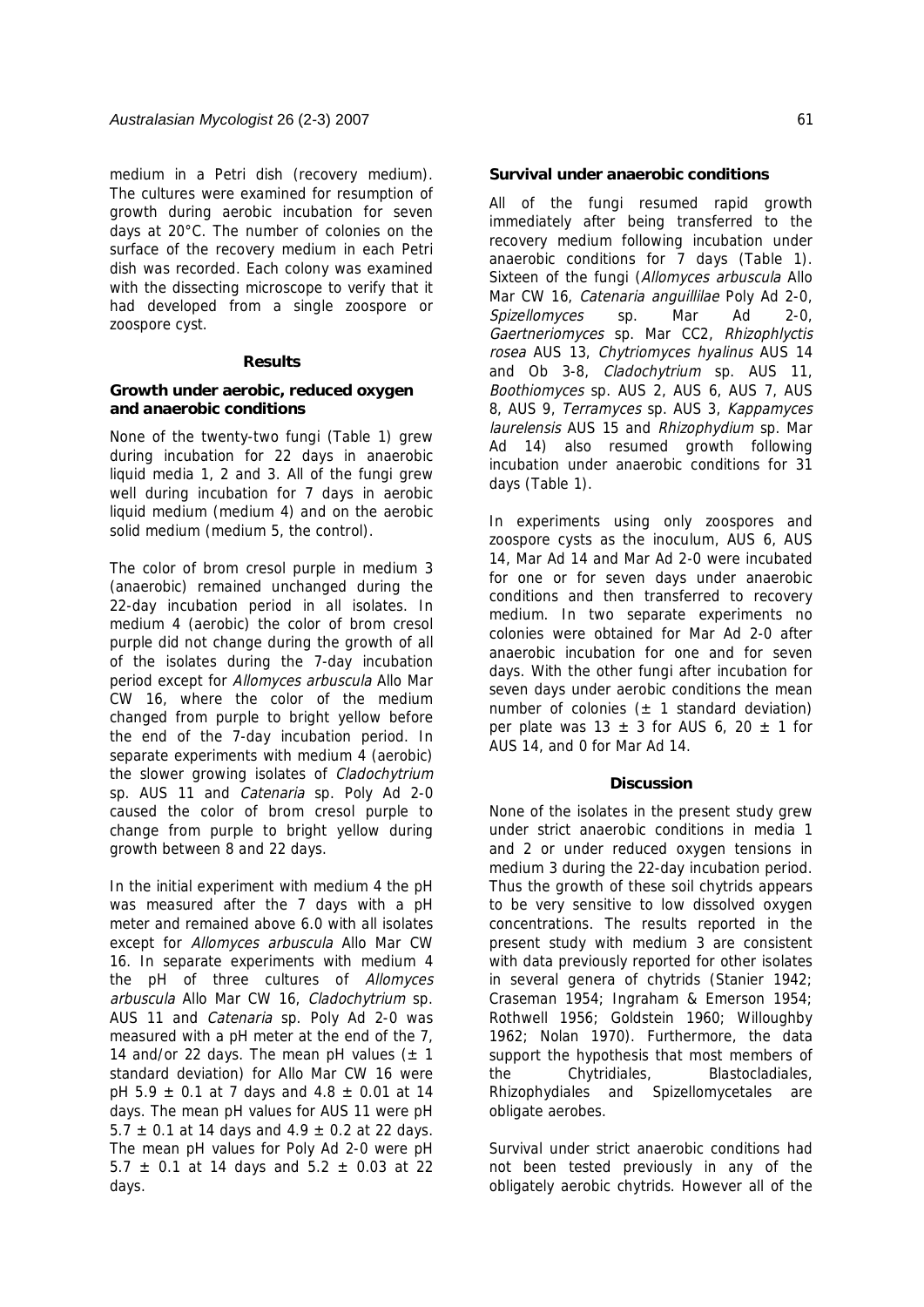medium in a Petri dish (recovery medium). The cultures were examined for resumption of growth during aerobic incubation for seven days at 20°C. The number of colonies on the surface of the recovery medium in each Petri dish was recorded. Each colony was examined with the dissecting microscope to verify that it had developed from a single zoospore or zoospore cyst.

## Results

### Growth under aerobic, reduced oxygen and anaerobic conditions

None of the twenty-two fungi (Table 1) grew during incubation for 22 days in anaerobic liquid media 1, 2 and 3. All of the fungi grew well during incubation for 7 days in aerobic liquid medium (medium 4) and on the aerobic solid medium (medium 5, the control).

The color of brom cresol purple in medium 3 (anaerobic) remained unchanged during the 22-day incubation period in all isolates. In medium 4 (aerobic) the color of brom cresol purple did not change during the growth of all of the isolates during the 7-day incubation period except for *Allomyces arbuscula* Allo Mar CW 16, where the color of the medium changed from purple to bright yellow before the end of the 7-day incubation period. In separate experiments with medium 4 (aerobic) the slower growing isolates of *Cladochytrium* sp. AUS 11 and *Catenaria* sp. Poly Ad 2-0 caused the color of brom cresol purple to change from purple to bright yellow during growth between 8 and 22 days.

In the initial experiment with medium 4 the pH was measured after the 7 days with a pH meter and remained above 6.0 with all isolates except for *Allomyces arbuscula* Allo Mar CW 16. In separate experiments with medium 4 the pH of three cultures of *Allomyces arbuscula* Allo Mar CW 16, *Cladochytrium* sp. AUS 11 and *Catenaria* sp. Poly Ad 2-0 was measured with a pH meter at the end of the 7, 14 and/or 22 days. The mean pH values ($\pm$ 1 standard deviation) for Allo Mar CW 16 were pH 5.9 $\pm$ 0.1 at 7 days and 4.8 $\pm$ 0.01 at 14 days. The mean pH values for AUS 11 were pH 5.7 $\pm$ 0.1 at 14 days and 4.9 $\pm$ 0.2 at 22 days. The mean pH values for Poly Ad 2-0 were pH 5.7 $\pm$ 0.1 at 14 days and 5.2 $\pm$ 0.03 at 22 days.

### Survival under anaerobic conditions

All of the fungi resumed rapid growth immediately after being transferred to the recovery medium following incubation under anaerobic conditions for 7 days (Table 1). Sixteen of the fungi (*Allomyces arbuscula* Allo Mar CW 16, *Catenaria anguillilae* Poly Ad 2-0, *Spizellomyces* sp. Mar Ad 2-0, *Gaertneriomyces* sp. Mar CC2, *Rhizophlyctis rosea* AUS 13, *Chytriomyces hyalinus* AUS 14 and Ob 3-8, *Cladochytrium* sp. AUS 11, *Boothiomyces* sp. AUS 2, AUS 6, AUS 7, AUS 8, AUS 9, *Terramyces* sp. AUS 3, *Kappamyces laurelensis* AUS 15 and *Rhizophydium* sp. Mar Ad 14) also resumed growth following incubation under anaerobic conditions for 31 days (Table 1).

In experiments using only zoospores and zoospore cysts as the inoculum, AUS 6, AUS 14, Mar Ad 14 and Mar Ad 2-0 were incubated for one or for seven days under anaerobic conditions and then transferred to recovery medium. In two separate experiments no colonies were obtained for Mar Ad 2-0 after anaerobic incubation for one and for seven days. With the other fungi after incubation for seven days under aerobic conditions the mean number of colonies ($\pm$ 1 standard deviation) per plate was 13 $\pm$ 3 for AUS 6, 20 $\pm$ 1 for AUS 14, and 0 for Mar Ad 14.

## Discussion

None of the isolates in the present study grew under strict anaerobic conditions in media 1 and 2 or under reduced oxygen tensions in medium 3 during the 22-day incubation period. Thus the growth of these soil chytrids appears to be very sensitive to low dissolved oxygen concentrations. The results reported in the present study with medium 3 are consistent with data previously reported for other isolates in several genera of chytrids (Stanier 1942; Craseman 1954; Ingraham & Emerson 1954; Rothwell 1956; Goldstein 1960; Willoughby 1962; Nolan 1970). Furthermore, the data support the hypothesis that most members of the Chytridiales, Blastocladiales, Rhizophydiales and Spizellomycetales are obligate aerobes.

Survival under strict anaerobic conditions had not been tested previously in any of the obligately aerobic chytrids. However all of the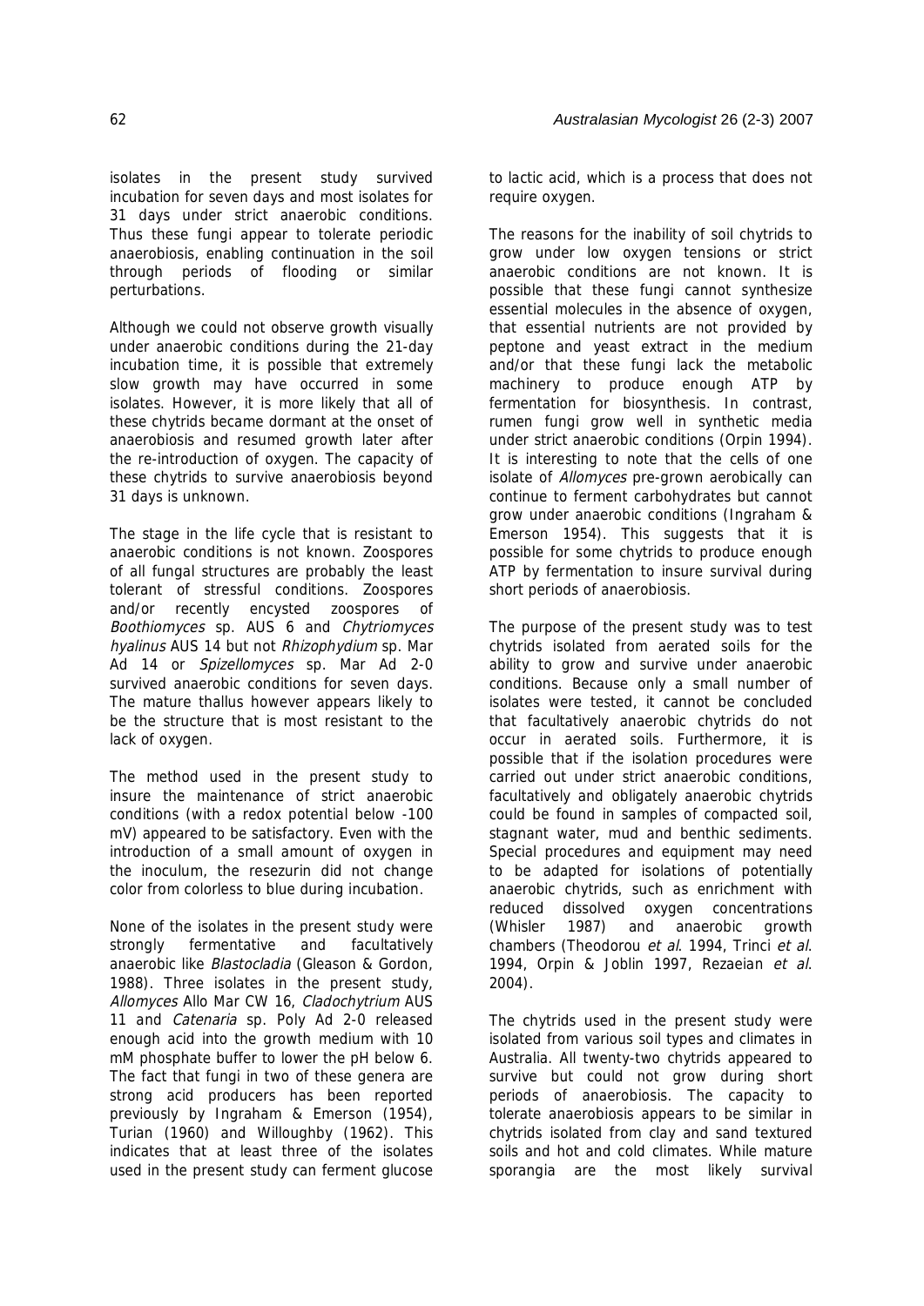isolates in the present study survived incubation for seven days and most isolates for 31 days under strict anaerobic conditions. Thus these fungi appear to tolerate periodic anaerobiosis, enabling continuation in the soil through periods of flooding or similar perturbations.

Although we could not observe growth visually under anaerobic conditions during the 21-day incubation time, it is possible that extremely slow growth may have occurred in some isolates. However, it is more likely that all of these chytrids became dormant at the onset of anaerobiosis and resumed growth later after the re-introduction of oxygen. The capacity of these chytrids to survive anaerobiosis beyond 31 days is unknown.

The stage in the life cycle that is resistant to anaerobic conditions is not known. Zoospores of all fungal structures are probably the least tolerant of stressful conditions. Zoospores and/or recently encysted zoospores of *Boothiomyces* sp. AUS 6 and *Chytriomyces hyalinus* AUS 14 but not *Rhizophydium* sp. Mar Ad 14 or *Spizellomyces* sp. Mar Ad 2-0 survived anaerobic conditions for seven days. The mature thallus however appears likely to be the structure that is most resistant to the lack of oxygen.

The method used in the present study to insure the maintenance of strict anaerobic conditions (with a redox potential below -100 mV) appeared to be satisfactory. Even with the introduction of a small amount of oxygen in the inoculum, the resezurin did not change color from colorless to blue during incubation.

None of the isolates in the present study were strongly fermentative and facultatively anaerobic like *Blastocladia* (Gleason & Gordon, 1988). Three isolates in the present study, *Allomyces* Allo Mar CW 16, *Cladochytrium* AUS 11 and *Catenaria* sp. Poly Ad 2-0 released enough acid into the growth medium with 10 mM phosphate buffer to lower the pH below 6. The fact that fungi in two of these genera are strong acid producers has been reported previously by Ingraham & Emerson (1954), Turian (1960) and Willoughby (1962). This indicates that at least three of the isolates used in the present study can ferment glucose to lactic acid, which is a process that does not require oxygen.

The reasons for the inability of soil chytrids to grow under low oxygen tensions or strict anaerobic conditions are not known. It is possible that these fungi cannot synthesize essential molecules in the absence of oxygen, that essential nutrients are not provided by peptone and yeast extract in the medium and/or that these fungi lack the metabolic machinery to produce enough ATP by fermentation for biosynthesis. In contrast, rumen fungi grow well in synthetic media under strict anaerobic conditions (Orpin 1994). It is interesting to note that the cells of one isolate of *Allomyces* pre-grown aerobically can continue to ferment carbohydrates but cannot grow under anaerobic conditions (Ingraham & Emerson 1954). This suggests that it is possible for some chytrids to produce enough ATP by fermentation to insure survival during short periods of anaerobiosis.

The purpose of the present study was to test chytrids isolated from aerated soils for the ability to grow and survive under anaerobic conditions. Because only a small number of isolates were tested, it cannot be concluded that facultatively anaerobic chytrids do not occur in aerated soils. Furthermore, it is possible that if the isolation procedures were carried out under strict anaerobic conditions, facultatively and obligately anaerobic chytrids could be found in samples of compacted soil, stagnant water, mud and benthic sediments. Special procedures and equipment may need to be adapted for isolations of potentially anaerobic chytrids, such as enrichment with reduced dissolved oxygen concentrations (Whisler 1987) and anaerobic growth chambers (Theodorou *et al*. 1994, Trinci *et al*. 1994, Orpin & Joblin 1997, Rezaeian *et al*. 2004).

The chytrids used in the present study were isolated from various soil types and climates in Australia. All twenty-two chytrids appeared to survive but could not grow during short periods of anaerobiosis. The capacity to tolerate anaerobiosis appears to be similar in chytrids isolated from clay and sand textured soils and hot and cold climates. While mature sporangia are the most likely survival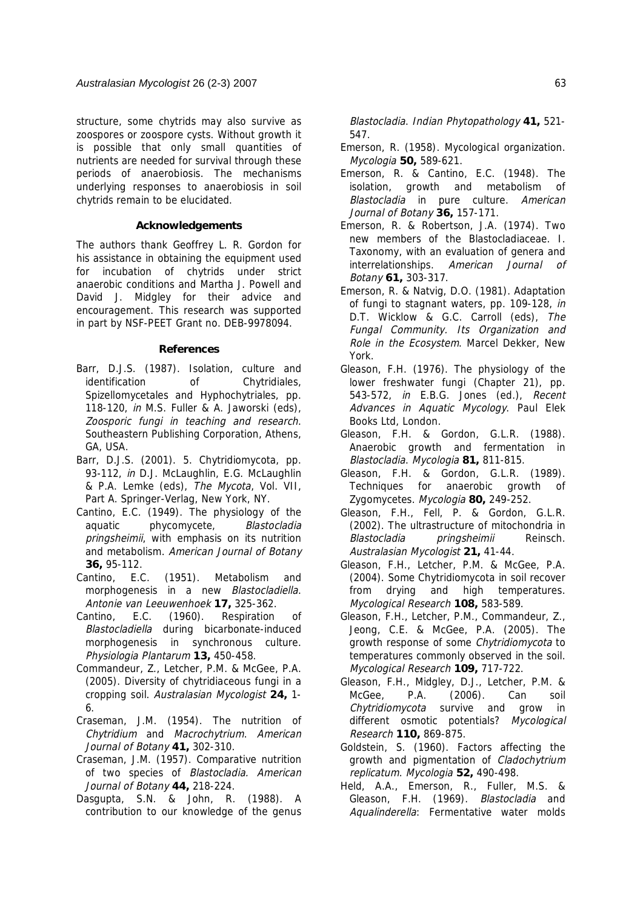structure, some chytrids may also survive as zoospores or zoospore cysts. Without growth it is possible that only small quantities of nutrients are needed for survival through these periods of anaerobiosis. The mechanisms underlying responses to anaerobiosis in soil chytrids remain to be elucidated.

### Acknowledgements

The authors thank Geoffrey L. R. Gordon for his assistance in obtaining the equipment used for incubation of chytrids under strict anaerobic conditions and Martha J. Powell and David J. Midgley for their advice and encouragement. This research was supported in part by NSF-PEET Grant no. DEB-9978094.

### References

Barr, D.J.S. (1987). Isolation, culture and identification of Chytridiales, Spizellomycetales and Hyphochytriales, pp. 118-120, *in* M.S. Fuller & A. Jaworski (eds), *Zoosporic fungi in teaching and research*. Southeastern Publishing Corporation, Athens, GA, USA.

Barr, D.J.S. (2001). 5. Chytridiomycota, pp. 93-112, *in* D.J. McLaughlin, E.G. McLaughlin & P.A. Lemke (eds), *The Mycota*, Vol. VII, Part A. Springer-Verlag, New York, NY.

Cantino, E.C. (1949). The physiology of the aquatic phycomycete, *Blastocladia pringsheimii*, with emphasis on its nutrition and metabolism. *American Journal of Botany* **36,** 95-112.

Cantino, E.C. (1951). Metabolism and morphogenesis in a new *Blastocladiella*. *Antonie van Leeuwenhoek* **17,** 325-362.

Cantino, E.C. (1960). Respiration of *Blastocladiella* during bicarbonate-induced morphogenesis in synchronous culture. *Physiologia Plantarum* **13,** 450-458.

Commandeur, Z., Letcher, P.M. & McGee, P.A. (2005). Diversity of chytridiaceous fungi in a cropping soil. *Australasian Mycologist* **24,** 1-6.

Craseman, J.M. (1954). The nutrition of *Chytridium* and *Macrochytrium*. *American Journal of Botany* **41,** 302-310.

Craseman, J.M. (1957). Comparative nutrition of two species of *Blastocladia. American Journal of Botany* **44,** 218-224.

Dasgupta, S.N. & John, R. (1988). A contribution to our knowledge of the genus *Blastocladia*. *Indian Phytopathology* **41,** 521-547.

Emerson, R. (1958). Mycological organization. *Mycologia* **50,** 589-621.

Emerson, R. & Cantino, E.C. (1948). The isolation, growth and metabolism of *Blastocladia* in pure culture. *American Journal of Botany* **36,** 157-171.

Emerson, R. & Robertson, J.A. (1974). Two new members of the Blastocladiaceae. I. Taxonomy, with an evaluation of genera and interrelationships. *American Journal of Botany* **61,** 303-317.

Emerson, R. & Natvig, D.O. (1981). Adaptation of fungi to stagnant waters, pp. 109-128, *in* D.T. Wicklow & G.C. Carroll (eds), *The Fungal Community. Its Organization and Role in the Ecosystem*. Marcel Dekker, New York.

Gleason, F.H. (1976). The physiology of the lower freshwater fungi (Chapter 21), pp. 543-572, *in* E.B.G. Jones (ed.), *Recent Advances in Aquatic Mycology*. Paul Elek Books Ltd, London.

Gleason, F.H. & Gordon, G.L.R. (1988). Anaerobic growth and fermentation in *Blastocladia*. *Mycologia* **81,** 811-815.

Gleason, F.H. & Gordon, G.L.R. (1989). Techniques for anaerobic growth of Zygomycetes. *Mycologia* **80,** 249-252.

Gleason, F.H., Fell, P. & Gordon, G.L.R. (2002). The ultrastructure of mitochondria in *Blastocladia pringsheimii* Reinsch. *Australasian Mycologist* **21,** 41-44.

Gleason, F.H., Letcher, P.M. & McGee, P.A. (2004). Some Chytridiomycota in soil recover from drying and high temperatures. *Mycological Research* **108,** 583-589.

Gleason, F.H., Letcher, P.M., Commandeur, Z., Jeong, C.E. & McGee, P.A. (2005). The growth response of some *Chytridiomycota* to temperatures commonly observed in the soil. *Mycological Research* **109,** 717-722.

Gleason, F.H., Midgley, D.J., Letcher, P.M. & McGee, P.A. (2006). Can soil *Chytridiomycota* survive and grow in different osmotic potentials? *Mycological Research* **110,** 869-875.

Goldstein, S. (1960). Factors affecting the growth and pigmentation of *Cladochytrium replicatum*. *Mycologia* **52,** 490-498.

Held, A.A., Emerson, R., Fuller, M.S. & Gleason, F.H. (1969). *Blastocladia* and *Aqualinderella*: Fermentative water molds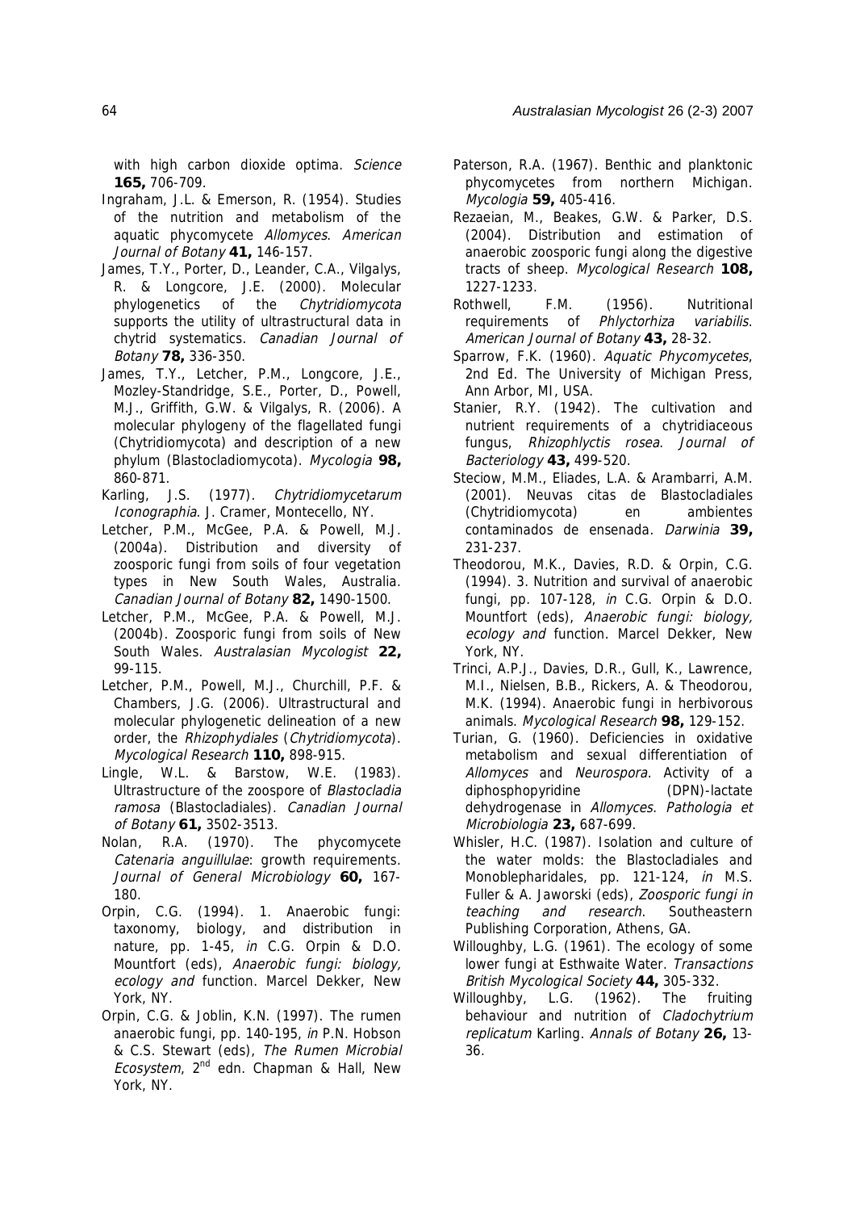with high carbon dioxide optima. *Science* **165,** 706-709.

Ingraham, J.L. & Emerson, R. (1954). Studies of the nutrition and metabolism of the aquatic phycomycete *Allomyces*. *American Journal of Botany* **41,** 146-157.

James, T.Y., Porter, D., Leander, C.A., Vilgalys, R. & Longcore, J.E. (2000). Molecular phylogenetics of the *Chytridiomycota* supports the utility of ultrastructural data in chytrid systematics. *Canadian Journal of Botany* **78,** 336-350.

James, T.Y., Letcher, P.M., Longcore, J.E., Mozley-Standridge, S.E., Porter, D., Powell, M.J., Griffith, G.W. & Vilgalys, R. (2006). A molecular phylogeny of the flagellated fungi (Chytridiomycota) and description of a new phylum (Blastocladiomycota). *Mycologia* **98,** 860-871.

Karling, J.S. (1977). *Chytridiomycetarum Iconographia*. J. Cramer, Montecello, NY.

Letcher, P.M., McGee, P.A. & Powell, M.J. (2004a). Distribution and diversity of zoosporic fungi from soils of four vegetation types in New South Wales, Australia. *Canadian Journal of Botany* **82,** 1490-1500.

Letcher, P.M., McGee, P.A. & Powell, M.J. (2004b). Zoosporic fungi from soils of New South Wales. *Australasian Mycologist* **22,** 99-115.

Letcher, P.M., Powell, M.J., Churchill, P.F. & Chambers, J.G. (2006). Ultrastructural and molecular phylogenetic delineation of a new order, the *Rhizophydiales* (*Chytridiomycota*). *Mycological Research* **110,** 898-915.

Lingle, W.L. & Barstow, W.E. (1983). Ultrastructure of the zoospore of *Blastocladia ramosa* (Blastocladiales). *Canadian Journal of Botany* **61,** 3502-3513.

Nolan, R.A. (1970). The phycomycete *Catenaria anguillulae*: growth requirements. *Journal of General Microbiology* **60,** 167-180.

Orpin, C.G. (1994). 1. Anaerobic fungi: taxonomy, biology, and distribution in nature, pp. 1-45, *in* C.G. Orpin & D.O. Mountfort (eds), *Anaerobic fungi: biology, ecology and* function. Marcel Dekker, New York, NY.

Orpin, C.G. & Joblin, K.N. (1997). The rumen anaerobic fungi, pp. 140-195, *in* P.N. Hobson & C.S. Stewart (eds), *The Rumen Microbial Ecosystem*, 2nd edn. Chapman & Hall, New York, NY.

Paterson, R.A. (1967). Benthic and planktonic phycomycetes from northern Michigan. *Mycologia* **59,** 405-416.

Rezaeian, M., Beakes, G.W. & Parker, D.S. (2004). Distribution and estimation of anaerobic zoosporic fungi along the digestive tracts of sheep. *Mycological Research* **108,** 1227-1233.

Rothwell, F.M. (1956). Nutritional requirements of *Phlyctorhiza variabilis*. *American Journal of Botany* **43,** 28-32.

Sparrow, F.K. (1960). *Aquatic Phycomycetes*, 2nd Ed. The University of Michigan Press, Ann Arbor, MI, USA.

Stanier, R.Y. (1942). The cultivation and nutrient requirements of a chytridiaceous fungus, *Rhizophlyctis rosea*. *Journal of Bacteriology* **43,** 499-520.

Steciow, M.M., Eliades, L.A. & Arambarri, A.M. (2001). Neuvas citas de Blastocladiales (Chytridiomycota) en ambientes contaminados de ensenada. *Darwinia* **39,** 231-237.

Theodorou, M.K., Davies, R.D. & Orpin, C.G. (1994). 3. Nutrition and survival of anaerobic fungi, pp. 107-128, *in* C.G. Orpin & D.O. Mountfort (eds), *Anaerobic fungi: biology, ecology and* function. Marcel Dekker, New York, NY.

Trinci, A.P.J., Davies, D.R., Gull, K., Lawrence, M.I., Nielsen, B.B., Rickers, A. & Theodorou, M.K. (1994). Anaerobic fungi in herbivorous animals. *Mycological Research* **98,** 129-152.

Turian, G. (1960). Deficiencies in oxidative metabolism and sexual differentiation of *Allomyces* and *Neurospora*. Activity of a diphosphopyridine (DPN)-lactate dehydrogenase in *Allomyces*. *Pathologia et Microbiologia* **23,** 687-699.

Whisler, H.C. (1987). Isolation and culture of the water molds: the Blastocladiales and Monoblepharidales, pp. 121-124, *in* M.S. Fuller & A. Jaworski (eds), *Zoosporic fungi in teaching and research*. Southeastern Publishing Corporation, Athens, GA.

Willoughby, L.G. (1961). The ecology of some lower fungi at Esthwaite Water. *Transactions British Mycological Society* **44,** 305-332.

Willoughby, L.G. (1962). The fruiting behaviour and nutrition of *Cladochytrium replicatum* Karling. *Annals of Botany* **26,** 13-36.